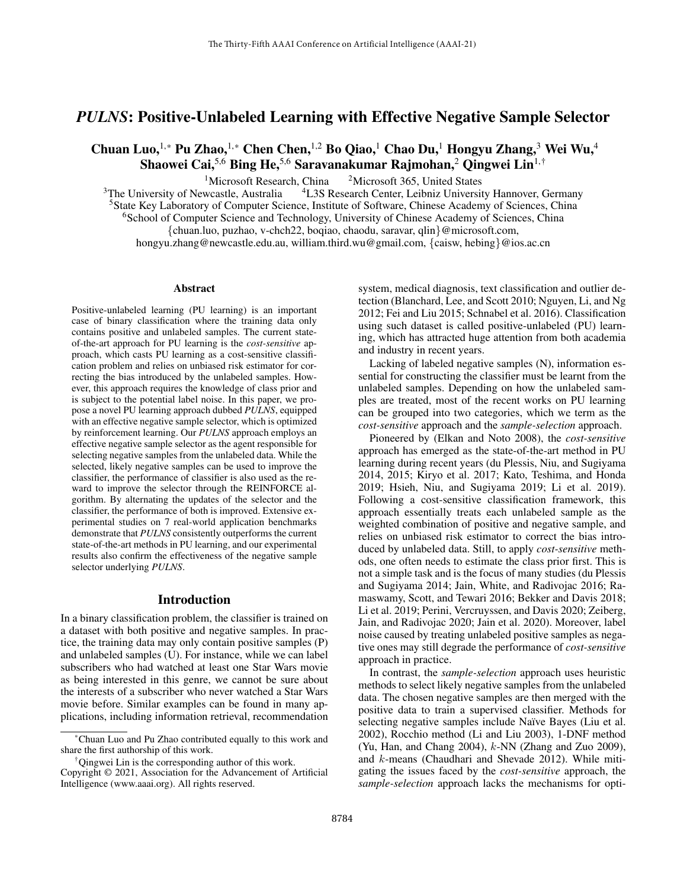# *PULNS*: Positive-Unlabeled Learning with Effective Negative Sample Selector

**Chuan Luo,[1,*] Pu Zhao,[1,*] Chen Chen,[1,2] Bo Qiao,[1] Chao Du,[1] Hongyu Zhang,[3] Wei Wu,[4] Shaowei Cai,[5,6] Bing He,[5,6] Saravanakumar Rajmohan,[2] Qingwei Lin[1,†]**

[1]Microsoft Research, China [2]Microsoft 365, United States
[3]The University of Newcastle, Australia [4]L3S Research Center, Leibniz University Hannover, Germany
[5]State Key Laboratory of Computer Science, Institute of Software, Chinese Academy of Sciences, China
[6]School of Computer Science and Technology, University of Chinese Academy of Sciences, China
{chuan.luo, puzhao, v-chch22, boqiao, chaodu, saravar, qlin}@microsoft.com,
hongyu.zhang@newcastle.edu.au, william.third.wu@gmail.com, {caisw, hebing}@ios.ac.cn

## Abstract

Positive-unlabeled learning (PU learning) is an important case of binary classification where the training data only contains positive and unlabeled samples. The current state-of-the-art approach for PU learning is the *cost-sensitive* approach, which casts PU learning as a cost-sensitive classification problem and relies on unbiased risk estimator for correcting the bias introduced by the unlabeled samples. However, this approach requires the knowledge of class prior and is subject to the potential label noise. In this paper, we propose a novel PU learning approach dubbed *PULNS*, equipped with an effective negative sample selector, which is optimized by reinforcement learning. Our *PULNS* approach employs an effective negative sample selector as the agent responsible for selecting negative samples from the unlabeled data. While the selected, likely negative samples can be used to improve the classifier, the performance of classifier is also used as the reward to improve the selector through the REINFORCE algorithm. By alternating the updates of the selector and the classifier, the performance of both is improved. Extensive experimental studies on 7 real-world application benchmarks demonstrate that *PULNS* consistently outperforms the current state-of-the-art methods in PU learning, and our experimental results also confirm the effectiveness of the negative sample selector underlying *PULNS*.

## Introduction

In a binary classification problem, the classifier is trained on a dataset with both positive and negative samples. In practice, the training data may only contain positive samples (P) and unlabeled samples (U). For instance, while we can label subscribers who had watched at least one Star Wars movie as being interested in this genre, we cannot be sure about the interests of a subscriber who never watched a Star Wars movie before. Similar examples can be found in many applications, including information retrieval, recommendation system, medical diagnosis, text classification and outlier detection (Blanchard, Lee, and Scott 2010; Nguyen, Li, and Ng 2012; Fei and Liu 2015; Schnabel et al. 2016). Classification using such dataset is called positive-unlabeled (PU) learning, which has attracted huge attention from both academia and industry in recent years.

Lacking of labeled negative samples (N), information essential for constructing the classifier must be learnt from the unlabeled samples. Depending on how the unlabeled samples are treated, most of the recent works on PU learning can be grouped into two categories, which we term as the *cost-sensitive* approach and the *sample-selection* approach.

Pioneered by (Elkan and Noto 2008), the *cost-sensitive* approach has emerged as the state-of-the-art method in PU learning during recent years (du Plessis, Niu, and Sugiyama 2014, 2015; Kiryo et al. 2017; Kato, Teshima, and Honda 2019; Hsieh, Niu, and Sugiyama 2019; Li et al. 2019). Following a cost-sensitive classification framework, this approach essentially treats each unlabeled sample as the weighted combination of positive and negative sample, and relies on unbiased risk estimator to correct the bias introduced by unlabeled data. Still, to apply *cost-sensitive* methods, one often needs to estimate the class prior first. This is not a simple task and is the focus of many studies (du Plessis and Sugiyama 2014; Jain, White, and Radivojac 2016; Ramaswamy, Scott, and Tewari 2016; Bekker and Davis 2018; Li et al. 2019; Perini, Vercruyssen, and Davis 2020; Zeiberg, Jain, and Radivojac 2020; Jain et al. 2020). Moreover, label noise caused by treating unlabeled positive samples as negative ones may still degrade the performance of *cost-sensitive* approach in practice.

In contrast, the *sample-selection* approach uses heuristic methods to select likely negative samples from the unlabeled data. The chosen negative samples are then merged with the positive data to train a supervised classifier. Methods for selecting negative samples include Naïve Bayes (Liu et al. 2002), Rocchio method (Li and Liu 2003), 1-DNF method (Yu, Han, and Chang 2004), $k$-NN (Zhang and Zuo 2009), and $k$-means (Chaudhari and Shevade 2012). While mitigating the issues faced by the *cost-sensitive* approach, the *sample-selection* approach lacks the mechanisms for opti-

*Chuan Luo and Pu Zhao contributed equally to this work and share the first authorship of this work.

†Qingwei Lin is the corresponding author of this work.

Copyright © 2021, Association for the Advancement of Artificial Intelligence (www.aaai.org). All rights reserved.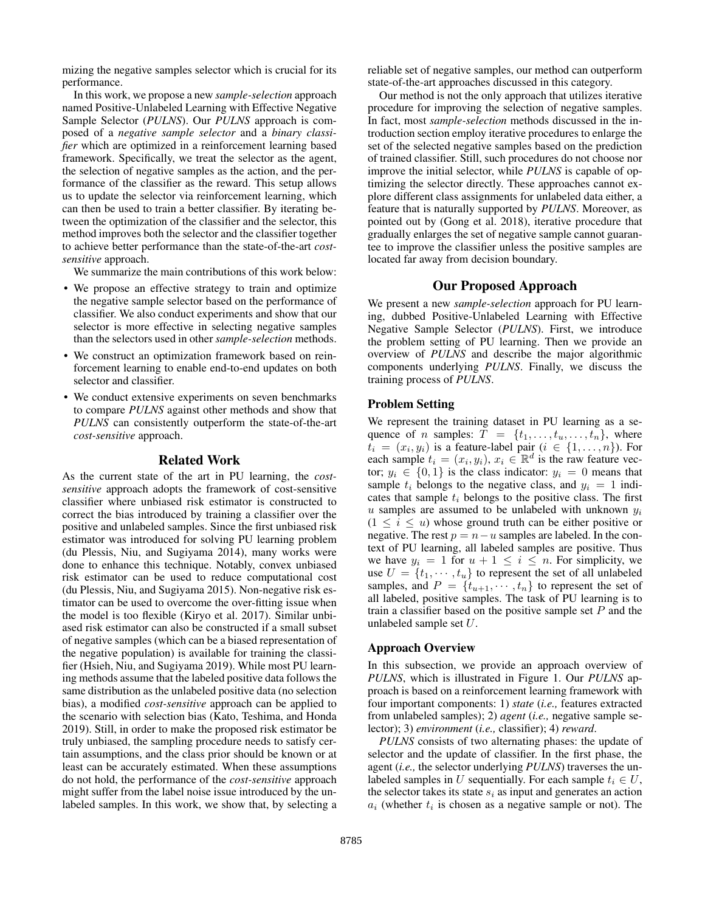mizing the negative samples selector which is crucial for its performance.

In this work, we propose a new *sample-selection* approach named Positive-Unlabeled Learning with Effective Negative Sample Selector (*PULNS*). Our *PULNS* approach is composed of a *negative sample selector* and a *binary classifier* which are optimized in a reinforcement learning based framework. Specifically, we treat the selector as the agent, the selection of negative samples as the action, and the performance of the classifier as the reward. This setup allows us to update the selector via reinforcement learning, which can then be used to train a better classifier. By iterating between the optimization of the classifier and the selector, this method improves both the selector and the classifier together to achieve better performance than the state-of-the-art *cost-sensitive* approach.

We summarize the main contributions of this work below:

- We propose an effective strategy to train and optimize the negative sample selector based on the performance of classifier. We also conduct experiments and show that our selector is more effective in selecting negative samples than the selectors used in other *sample-selection* methods.
- We construct an optimization framework based on reinforcement learning to enable end-to-end updates on both selector and classifier.
- We conduct extensive experiments on seven benchmarks to compare *PULNS* against other methods and show that *PULNS* can consistently outperform the state-of-the-art *cost-sensitive* approach.

## Related Work

As the current state of the art in PU learning, the *cost-sensitive* approach adopts the framework of cost-sensitive classifier where unbiased risk estimator is constructed to correct the bias introduced by training a classifier over the positive and unlabeled samples. Since the first unbiased risk estimator was introduced for solving PU learning problem (du Plessis, Niu, and Sugiyama 2014), many works were done to enhance this technique. Notably, convex unbiased risk estimator can be used to reduce computational cost (du Plessis, Niu, and Sugiyama 2015). Non-negative risk estimator can be used to overcome the over-fitting issue when the model is too flexible (Kiryo et al. 2017). Similar unbiased risk estimator can also be constructed if a small subset of negative samples (which can be a biased representation of the negative population) is available for training the classifier (Hsieh, Niu, and Sugiyama 2019). While most PU learning methods assume that the labeled positive data follows the same distribution as the unlabeled positive data (no selection bias), a modified *cost-sensitive* approach can be applied to the scenario with selection bias (Kato, Teshima, and Honda 2019). Still, in order to make the proposed risk estimator be truly unbiased, the sampling procedure needs to satisfy certain assumptions, and the class prior should be known or at least can be accurately estimated. When these assumptions do not hold, the performance of the *cost-sensitive* approach might suffer from the label noise issue introduced by the unlabeled samples. In this work, we show that, by selecting a reliable set of negative samples, our method can outperform state-of-the-art approaches discussed in this category.

Our method is not the only approach that utilizes iterative procedure for improving the selection of negative samples. In fact, most *sample-selection* methods discussed in the introduction section employ iterative procedures to enlarge the set of the selected negative samples based on the prediction of trained classifier. Still, such procedures do not choose nor improve the initial selector, while *PULNS* is capable of optimizing the selector directly. These approaches cannot explore different class assignments for unlabeled data either, a feature that is naturally supported by *PULNS*. Moreover, as pointed out by (Gong et al. 2018), iterative procedure that gradually enlarges the set of negative sample cannot guarantee to improve the classifier unless the positive samples are located far away from decision boundary.

## Our Proposed Approach

We present a new *sample-selection* approach for PU learning, dubbed Positive-Unlabeled Learning with Effective Negative Sample Selector (*PULNS*). First, we introduce the problem setting of PU learning. Then we provide an overview of *PULNS* and describe the major algorithmic components underlying *PULNS*. Finally, we discuss the training process of *PULNS*.

### Problem Setting

We represent the training dataset in PU learning as a sequence of $n$ samples: $T = \{t_1, \ldots, t_u, \ldots, t_n\}$, where $t_i = (x_i, y_i)$ is a feature-label pair ($i \in \{1, \ldots, n\}$). For each sample $t_i = (x_i, y_i)$, $x_i \in \mathbb{R}^d$ is the raw feature vector; $y_i \in \{0, 1\}$ is the class indicator: $y_i = 0$ means that sample $t_i$ belongs to the negative class, and $y_i = 1$ indicates that sample $t_i$ belongs to the positive class. The first $u$ samples are assumed to be unlabeled with unknown $y_i$ ($1 \leq i \leq u$) whose ground truth can be either positive or negative. The rest $p = n - u$ samples are labeled. In the context of PU learning, all labeled samples are positive. Thus we have $y_i = 1$ for $u + 1 \leq i \leq n$. For simplicity, we use $U = \{t_1, \cdots, t_u\}$ to represent the set of all unlabeled samples, and $P = \{t_{u+1}, \cdots, t_n\}$ to represent the set of all labeled, positive samples. The task of PU learning is to train a classifier based on the positive sample set $P$ and the unlabeled sample set $U$.

### Approach Overview

In this subsection, we provide an approach overview of *PULNS*, which is illustrated in Figure 1. Our *PULNS* approach is based on a reinforcement learning framework with four important components: 1) *state* (*i.e.,* features extracted from unlabeled samples); 2) *agent* (*i.e.,* negative sample selector); 3) *environment* (*i.e.,* classifier); 4) *reward*.

*PULNS* consists of two alternating phases: the update of selector and the update of classifier. In the first phase, the agent (*i.e.,* the selector underlying *PULNS*) traverses the unlabeled samples in $U$ sequentially. For each sample $t_i \in U$, the selector takes its state $s_i$ as input and generates an action $a_i$ (whether $t_i$ is chosen as a negative sample or not). The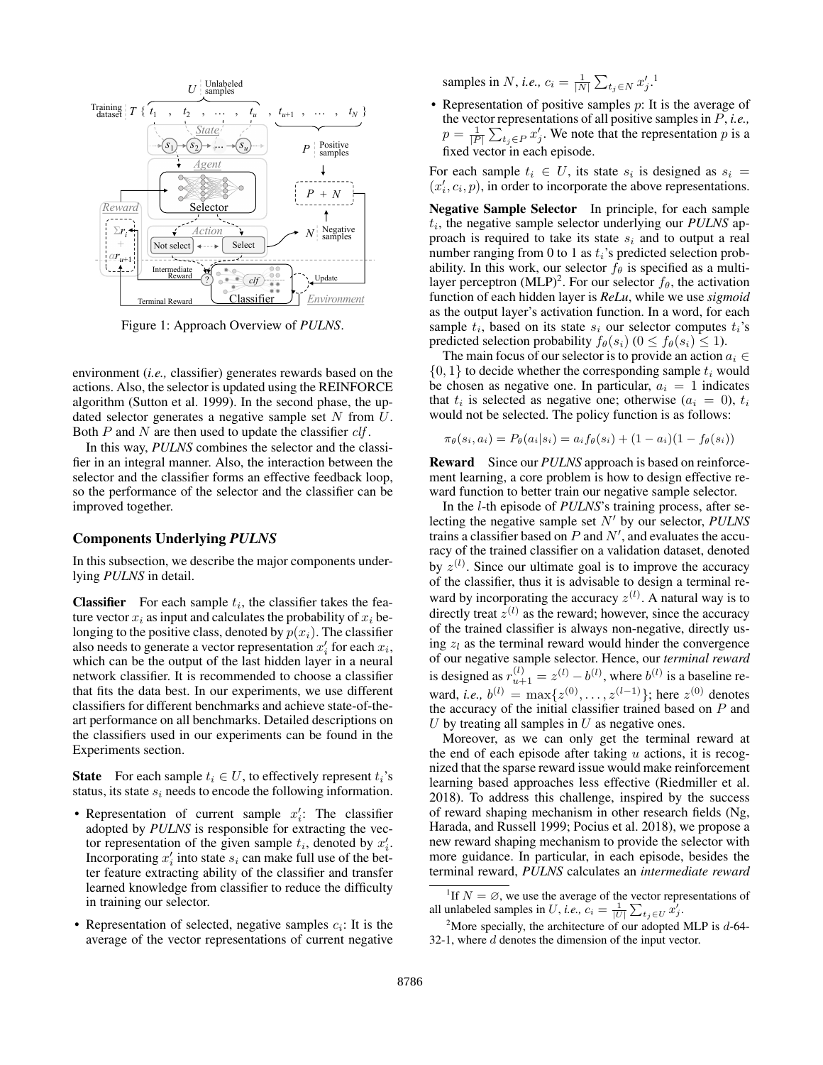Figure 1: Approach Overview of *PULNS*.

environment (*i.e.,* classifier) generates rewards based on the actions. Also, the selector is updated using the REINFORCE algorithm (Sutton et al. 1999). In the second phase, the updated selector generates a negative sample set $N$ from $U$. Both $P$ and $N$ are then used to update the classifier $clf$.

In this way, *PULNS* combines the selector and the classifier in an integral manner. Also, the interaction between the selector and the classifier forms an effective feedback loop, so the performance of the selector and the classifier can be improved together.

## Components Underlying *PULNS*

In this subsection, we describe the major components underlying *PULNS* in detail.

**Classifier** For each sample $t_i$, the classifier takes the feature vector $x_i$ as input and calculates the probability of $x_i$ belonging to the positive class, denoted by $p(x_i)$. The classifier also needs to generate a vector representation $x'_i$ for each $x_i$, which can be the output of the last hidden layer in a neural network classifier. It is recommended to choose a classifier that fits the data best. In our experiments, we use different classifiers for different benchmarks and achieve state-of-the-art performance on all benchmarks. Detailed descriptions on the classifiers used in our experiments can be found in the Experiments section.

**State** For each sample $t_i \in U$, to effectively represent $t_i$'s status, its state $s_i$ needs to encode the following information.

- Representation of current sample $x'_i$: The classifier adopted by *PULNS* is responsible for extracting the vector representation of the given sample $t_i$, denoted by $x'_i$. Incorporating $x'_i$ into state $s_i$ can make full use of the better feature extracting ability of the classifier and transfer learned knowledge from classifier to reduce the difficulty in training our selector.
- Representation of selected, negative samples $c_i$: It is the average of the vector representations of current negative samples in $N$, *i.e.,* $c_i = \frac{1}{|N|}\sum_{t_j \in N} x'_j$.[1]
- Representation of positive samples $p$: It is the average of the vector representations of all positive samples in $P$, *i.e.,* $p = \frac{1}{|P|}\sum_{t_j \in P} x'_j$. We note that the representation $p$ is a fixed vector in each episode.

For each sample $t_i \in U$, its state $s_i$ is designed as $s_i = (x'_i, c_i, p)$, in order to incorporate the above representations.

**Negative Sample Selector** In principle, for each sample $t_i$, the negative sample selector underlying our *PULNS* approach is required to take its state $s_i$ and to output a real number ranging from 0 to 1 as $t_i$'s predicted selection probability. In this work, our selector $f_\theta$ is specified as a multi-layer perceptron (MLP)[2]. For our selector $f_\theta$, the activation function of each hidden layer is ***ReLu***, while we use ***sigmoid*** as the output layer's activation function. In a word, for each sample $t_i$, based on its state $s_i$ our selector computes $t_i$'s predicted selection probability $f_\theta(s_i)$ ($0 \leq f_\theta(s_i) \leq 1$).

The main focus of our selector is to provide an action $a_i \in \{0, 1\}$ to decide whether the corresponding sample $t_i$ would be chosen as negative one. In particular, $a_i = 1$ indicates that $t_i$ is selected as negative one; otherwise ($a_i = 0$), $t_i$ would not be selected. The policy function is as follows:

$$\pi_\theta(s_i, a_i) = P_\theta(a_i|s_i) = a_i f_\theta(s_i) + (1 - a_i)(1 - f_\theta(s_i))$$

**Reward** Since our *PULNS* approach is based on reinforcement learning, a core problem is how to design effective reward function to better train our negative sample selector.

In the $l$-th episode of *PULNS*'s training process, after selecting the negative sample set $N'$ by our selector, *PULNS* trains a classifier based on $P$ and $N'$, and evaluates the accuracy of the trained classifier on a validation dataset, denoted by $z^{(l)}$. Since our ultimate goal is to improve the accuracy of the classifier, thus it is advisable to design a terminal reward by incorporating the accuracy $z^{(l)}$. A natural way is to directly treat $z^{(l)}$ as the reward; however, since the accuracy of the trained classifier is always non-negative, directly using $z_l$ as the terminal reward would hinder the convergence of our negative sample selector. Hence, our *terminal reward* is designed as $r^{(l)}_{u+1} = z^{(l)} - b^{(l)}$, where $b^{(l)}$ is a baseline reward, *i.e.,* $b^{(l)} = \max\{z^{(0)}, \ldots, z^{(l-1)}\}$; here $z^{(0)}$ denotes the accuracy of the initial classifier trained based on $P$ and $U$ by treating all samples in $U$ as negative ones.

Moreover, as we can only get the terminal reward at the end of each episode after taking $u$ actions, it is recognized that the sparse reward issue would make reinforcement learning based approaches less effective (Riedmiller et al. 2018). To address this challenge, inspired by the success of reward shaping mechanism in other research fields (Ng, Harada, and Russell 1999; Pocius et al. 2018), we propose a new reward shaping mechanism to provide the selector with more guidance. In particular, in each episode, besides the terminal reward, *PULNS* calculates an *intermediate reward*

[1] If $N = \varnothing$, we use the average of the vector representations of all unlabeled samples in $U$, *i.e.,* $c_i = \frac{1}{|U|}\sum_{t_j \in U} x'_j$.

[2] More specially, the architecture of our adopted MLP is $d$-64-32-1, where $d$ denotes the dimension of the input vector.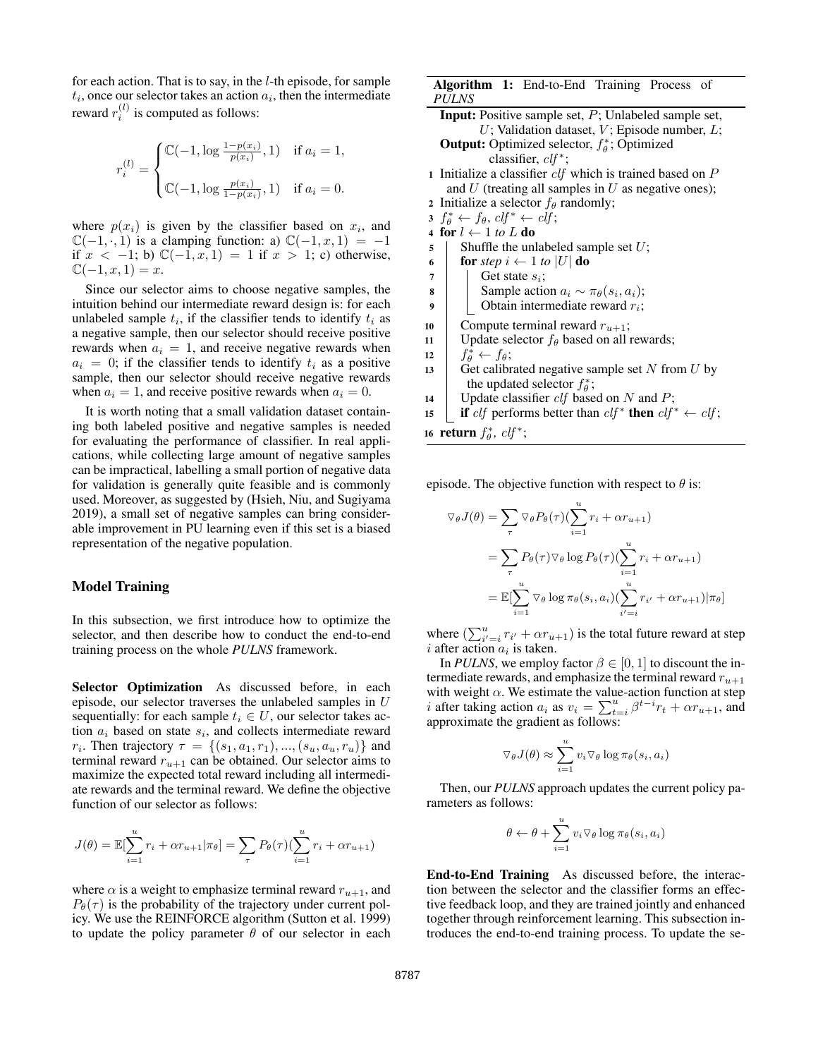for each action. That is to say, in the $l$-th episode, for sample $t_i$, once our selector takes an action $a_i$, then the intermediate reward $r_i^{(l)}$ is computed as follows:

$$r_i^{(l)} = \begin{cases} \mathbb{C}(-1, \log \frac{1-p(x_i)}{p(x_i)}, 1) & \text{if } a_i = 1, \\ \mathbb{C}(-1, \log \frac{p(x_i)}{1-p(x_i)}, 1) & \text{if } a_i = 0. \end{cases}$$

where $p(x_i)$ is given by the classifier based on $x_i$, and $\mathbb{C}(-1, \cdot, 1)$ is a clamping function: a) $\mathbb{C}(-1, x, 1) = -1$ if $x < -1$; b) $\mathbb{C}(-1, x, 1) = 1$ if $x > 1$; c) otherwise, $\mathbb{C}(-1, x, 1) = x$.

Since our selector aims to choose negative samples, the intuition behind our intermediate reward design is: for each unlabeled sample $t_i$, if the classifier tends to identify $t_i$ as a negative sample, then our selector should receive positive rewards when $a_i = 1$, and receive negative rewards when $a_i = 0$; if the classifier tends to identify $t_i$ as a positive sample, then our selector should receive negative rewards when $a_i = 1$, and receive positive rewards when $a_i = 0$.

It is worth noting that a small validation dataset containing both labeled positive and negative samples is needed for evaluating the performance of classifier. In real applications, while collecting large amount of negative samples can be impractical, labelling a small portion of negative data for validation is generally quite feasible and is commonly used. Moreover, as suggested by (Hsieh, Niu, and Sugiyama 2019), a small set of negative samples can bring considerable improvement in PU learning even if this set is a biased representation of the negative population.

## Model Training

In this subsection, we first introduce how to optimize the selector, and then describe how to conduct the end-to-end training process on the whole *PULNS* framework.

**Selector Optimization** As discussed before, in each episode, our selector traverses the unlabeled samples in $U$ sequentially: for each sample $t_i \in U$, our selector takes action $a_i$ based on state $s_i$, and collects intermediate reward $r_i$. Then trajectory $\tau = \{(s_1, a_1, r_1), ..., (s_u, a_u, r_u)\}$ and terminal reward $r_{u+1}$ can be obtained. Our selector aims to maximize the expected total reward including all intermediate rewards and the terminal reward. We define the objective function of our selector as follows:

$$J(\theta) = \mathbb{E}[\sum_{i=1}^{u} r_i + \alpha r_{u+1} | \pi_\theta] = \sum_{\tau} P_\theta(\tau)(\sum_{i=1}^{u} r_i + \alpha r_{u+1})$$

where $\alpha$ is a weight to emphasize terminal reward $r_{u+1}$, and $P_\theta(\tau)$ is the probability of the trajectory under current policy. We use the REINFORCE algorithm (Sutton et al. 1999) to update the policy parameter $\theta$ of our selector in each episode. The objective function with respect to $\theta$ is:

$$\begin{aligned} \triangledown_\theta J(\theta) &= \sum_{\tau} \triangledown_\theta P_\theta(\tau)(\sum_{i=1}^{u} r_i + \alpha r_{u+1}) \\ &= \sum_{\tau} P_\theta(\tau) \triangledown_\theta \log P_\theta(\tau)(\sum_{i=1}^{u} r_i + \alpha r_{u+1}) \\ &= \mathbb{E}[\sum_{i=1}^{u} \triangledown_\theta \log \pi_\theta(s_i, a_i)(\sum_{i'=i}^{u} r_{i'} + \alpha r_{u+1}) | \pi_\theta] \end{aligned}$$

where $(\sum_{i'=i}^{u} r_{i'} + \alpha r_{u+1})$ is the total future reward at step $i$ after action $a_i$ is taken.

In *PULNS*, we employ factor $\beta \in [0, 1]$ to discount the intermediate rewards, and emphasize the terminal reward $r_{u+1}$ with weight $\alpha$. We estimate the value-action function at step $i$ after taking action $a_i$ as $v_i = \sum_{t=i}^{u} \beta^{t-i} r_t + \alpha r_{u+1}$, and approximate the gradient as follows:

$$\triangledown_\theta J(\theta) \approx \sum_{i=1}^{u} v_i \triangledown_\theta \log \pi_\theta(s_i, a_i)$$

Then, our *PULNS* approach updates the current policy parameters as follows:

$$\theta \leftarrow \theta + \sum_{i=1}^{u} v_i \triangledown_\theta \log \pi_\theta(s_i, a_i)$$

**End-to-End Training** As discussed before, the interaction between the selector and the classifier forms an effective feedback loop, and they are trained jointly and enhanced together through reinforcement learning. This subsection introduces the end-to-end training process. To update the se-

---

**Algorithm 1:** End-to-End Training Process of *PULNS*

**Input:** Positive sample set, $P$; Unlabeled sample set, $U$; Validation dataset, $V$; Episode number, $L$;
**Output:** Optimized selector, $f_\theta^*$; Optimized classifier, $clf^*$;

1. Initialize a classifier $clf$ which is trained based on $P$ and $U$ (treating all samples in $U$ as negative ones);
2. Initialize a selector $f_\theta$ randomly;
3. $f_\theta^* \leftarrow f_\theta$, $clf^* \leftarrow clf$;
4. **for** $l \leftarrow 1$ *to* $L$ **do**
5. &nbsp;&nbsp;&nbsp;&nbsp;Shuffle the unlabeled sample set $U$;
6. &nbsp;&nbsp;&nbsp;&nbsp;**for** *step* $i \leftarrow 1$ *to* $|U|$ **do**
7. &nbsp;&nbsp;&nbsp;&nbsp;&nbsp;&nbsp;&nbsp;&nbsp;Get state $s_i$;
8. &nbsp;&nbsp;&nbsp;&nbsp;&nbsp;&nbsp;&nbsp;&nbsp;Sample action $a_i \sim \pi_\theta(s_i, a_i)$;
9. &nbsp;&nbsp;&nbsp;&nbsp;&nbsp;&nbsp;&nbsp;&nbsp;Obtain intermediate reward $r_i$;
10. &nbsp;&nbsp;&nbsp;&nbsp;Compute terminal reward $r_{u+1}$;
11. &nbsp;&nbsp;&nbsp;&nbsp;Update selector $f_\theta$ based on all rewards;
12. &nbsp;&nbsp;&nbsp;&nbsp;$f_\theta^* \leftarrow f_\theta$;
13. &nbsp;&nbsp;&nbsp;&nbsp;Get calibrated negative sample set $N$ from $U$ by the updated selector $f_\theta^*$;
14. &nbsp;&nbsp;&nbsp;&nbsp;Update classifier $clf$ based on $N$ and $P$;
15. &nbsp;&nbsp;&nbsp;&nbsp;**if** $clf$ performs better than $clf^*$ **then** $clf^* \leftarrow clf$;
16. **return** $f_\theta^*$, $clf^*$;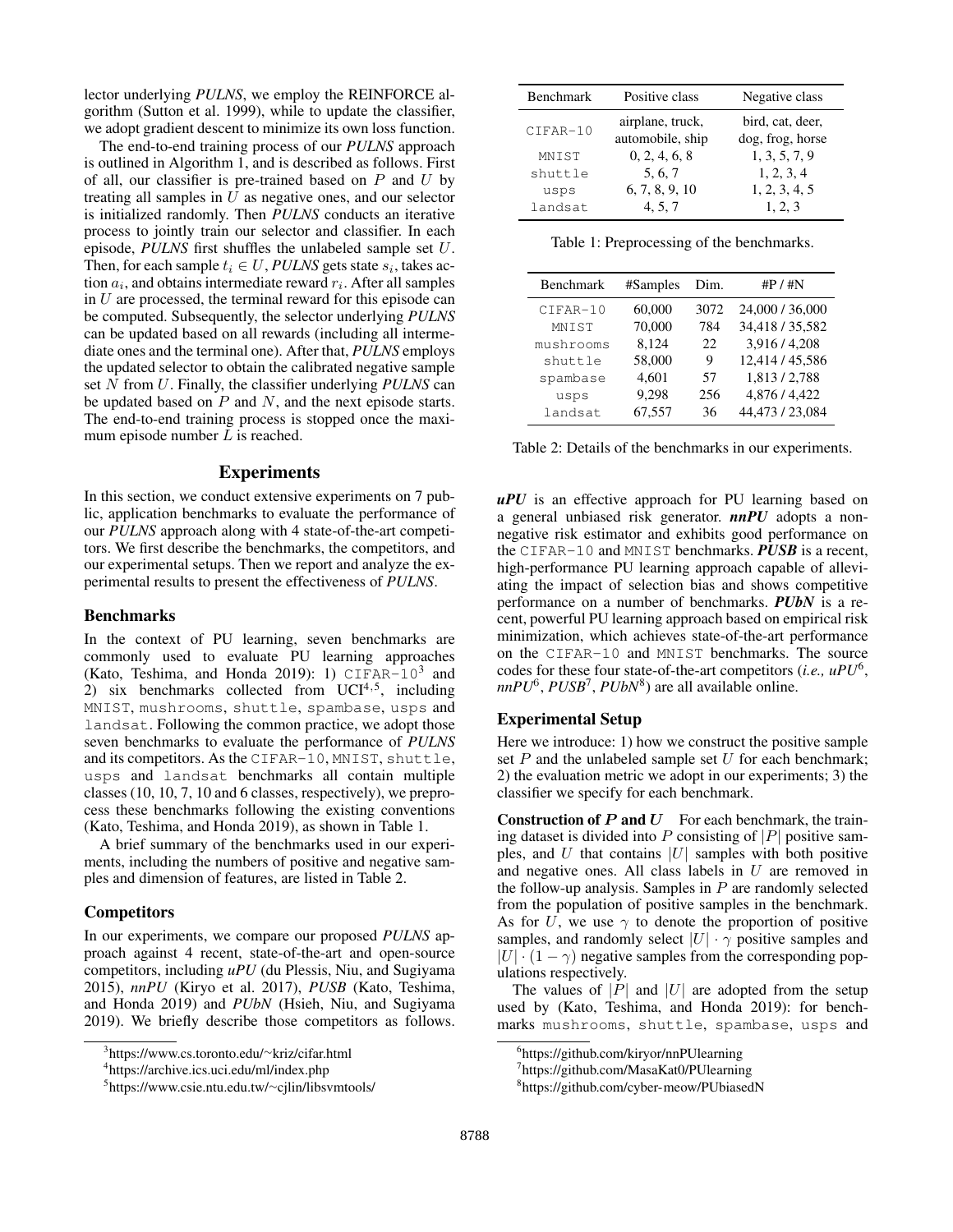lector underlying *PULNS*, we employ the REINFORCE algorithm (Sutton et al. 1999), while to update the classifier, we adopt gradient descent to minimize its own loss function.

The end-to-end training process of our *PULNS* approach is outlined in Algorithm 1, and is described as follows. First of all, our classifier is pre-trained based on $P$ and $U$ by treating all samples in $U$ as negative ones, and our selector is initialized randomly. Then *PULNS* conducts an iterative process to jointly train our selector and classifier. In each episode, *PULNS* first shuffles the unlabeled sample set $U$. Then, for each sample $t_i \in U$, *PULNS* gets state $s_i$, takes action $a_i$, and obtains intermediate reward $r_i$. After all samples in $U$ are processed, the terminal reward for this episode can be computed. Subsequently, the selector underlying *PULNS* can be updated based on all rewards (including all intermediate ones and the terminal one). After that, *PULNS* employs the updated selector to obtain the calibrated negative sample set $N$ from $U$. Finally, the classifier underlying *PULNS* can be updated based on $P$ and $N$, and the next episode starts. The end-to-end training process is stopped once the maximum episode number $L$ is reached.

## Experiments

In this section, we conduct extensive experiments on 7 public, application benchmarks to evaluate the performance of our *PULNS* approach along with 4 state-of-the-art competitors. We first describe the benchmarks, the competitors, and our experimental setups. Then we report and analyze the experimental results to present the effectiveness of *PULNS*.

### Benchmarks

In the context of PU learning, seven benchmarks are commonly used to evaluate PU learning approaches (Kato, Teshima, and Honda 2019): 1) CIFAR-10[3] and 2) six benchmarks collected from UCI[4,5], including MNIST, mushrooms, shuttle, spambase, usps and landsat. Following the common practice, we adopt those seven benchmarks to evaluate the performance of *PULNS* and its competitors. As the CIFAR-10, MNIST, shuttle, usps and landsat benchmarks all contain multiple classes (10, 10, 7, 10 and 6 classes, respectively), we preprocess these benchmarks following the existing conventions (Kato, Teshima, and Honda 2019), as shown in Table 1.

A brief summary of the benchmarks used in our experiments, including the numbers of positive and negative samples and dimension of features, are listed in Table 2.

### Competitors

In our experiments, we compare our proposed *PULNS* approach against 4 recent, state-of-the-art and open-source competitors, including *uPU* (du Plessis, Niu, and Sugiyama 2015), *nnPU* (Kiryo et al. 2017), *PUSB* (Kato, Teshima, and Honda 2019) and *PUbN* (Hsieh, Niu, and Sugiyama 2019). We briefly describe those competitors as follows.

| Benchmark | Positive class | Negative class |
|---|---|---|
| CIFAR-10 | airplane, truck, automobile, ship | bird, cat, deer, dog, frog, horse |
| MNIST | 0, 2, 4, 6, 8 | 1, 3, 5, 7, 9 |
| shuttle | 5, 6, 7 | 1, 2, 3, 4 |
| usps | 6, 7, 8, 9, 10 | 1, 2, 3, 4, 5 |
| landsat | 4, 5, 7 | 1, 2, 3 |

Table 1: Preprocessing of the benchmarks.

| Benchmark | #Samples | Dim. | #P / #N |
|---|---|---|---|
| CIFAR-10 | 60,000 | 3072 | 24,000 / 36,000 |
| MNIST | 70,000 | 784 | 34,418 / 35,582 |
| mushrooms | 8,124 | 22 | 3,916 / 4,208 |
| shuttle | 58,000 | 9 | 12,414 / 45,586 |
| spambase | 4,601 | 57 | 1,813 / 2,788 |
| usps | 9,298 | 256 | 4,876 / 4,422 |
| landsat | 67,557 | 36 | 44,473 / 23,084 |

Table 2: Details of the benchmarks in our experiments.

***uPU*** is an effective approach for PU learning based on a general unbiased risk generator. ***nnPU*** adopts a non-negative risk estimator and exhibits good performance on the CIFAR-10 and MNIST benchmarks. ***PUSB*** is a recent, high-performance PU learning approach capable of alleviating the impact of selection bias and shows competitive performance on a number of benchmarks. ***PUbN*** is a recent, powerful PU learning approach based on empirical risk minimization, which achieves state-of-the-art performance on the CIFAR-10 and MNIST benchmarks. The source codes for these four state-of-the-art competitors (*i.e., uPU*[6], *nnPU*[6], *PUSB*[7], *PUbN*[8]) are all available online.

### Experimental Setup

Here we introduce: 1) how we construct the positive sample set $P$ and the unlabeled sample set $U$ for each benchmark; 2) the evaluation metric we adopt in our experiments; 3) the classifier we specify for each benchmark.

**Construction of $P$ and $U$** For each benchmark, the training dataset is divided into $P$ consisting of $|P|$ positive samples, and $U$ that contains $|U|$ samples with both positive and negative ones. All class labels in $U$ are removed in the follow-up analysis. Samples in $P$ are randomly selected from the population of positive samples in the benchmark. As for $U$, we use $\gamma$ to denote the proportion of positive samples, and randomly select $|U| \cdot \gamma$ positive samples and $|U| \cdot (1 - \gamma)$ negative samples from the corresponding populations respectively.

The values of $|P|$ and $|U|$ are adopted from the setup used by (Kato, Teshima, and Honda 2019): for benchmarks mushrooms, shuttle, spambase, usps and

[3]https://www.cs.toronto.edu/~kriz/cifar.html

[4]https://archive.ics.uci.edu/ml/index.php

[5]https://www.csie.ntu.edu.tw/~cjlin/libsvmtools/

[6]https://github.com/kiryor/nnPUlearning

[7]https://github.com/MasaKat0/PUlearning

[8]https://github.com/cyber-meow/PUbiasedN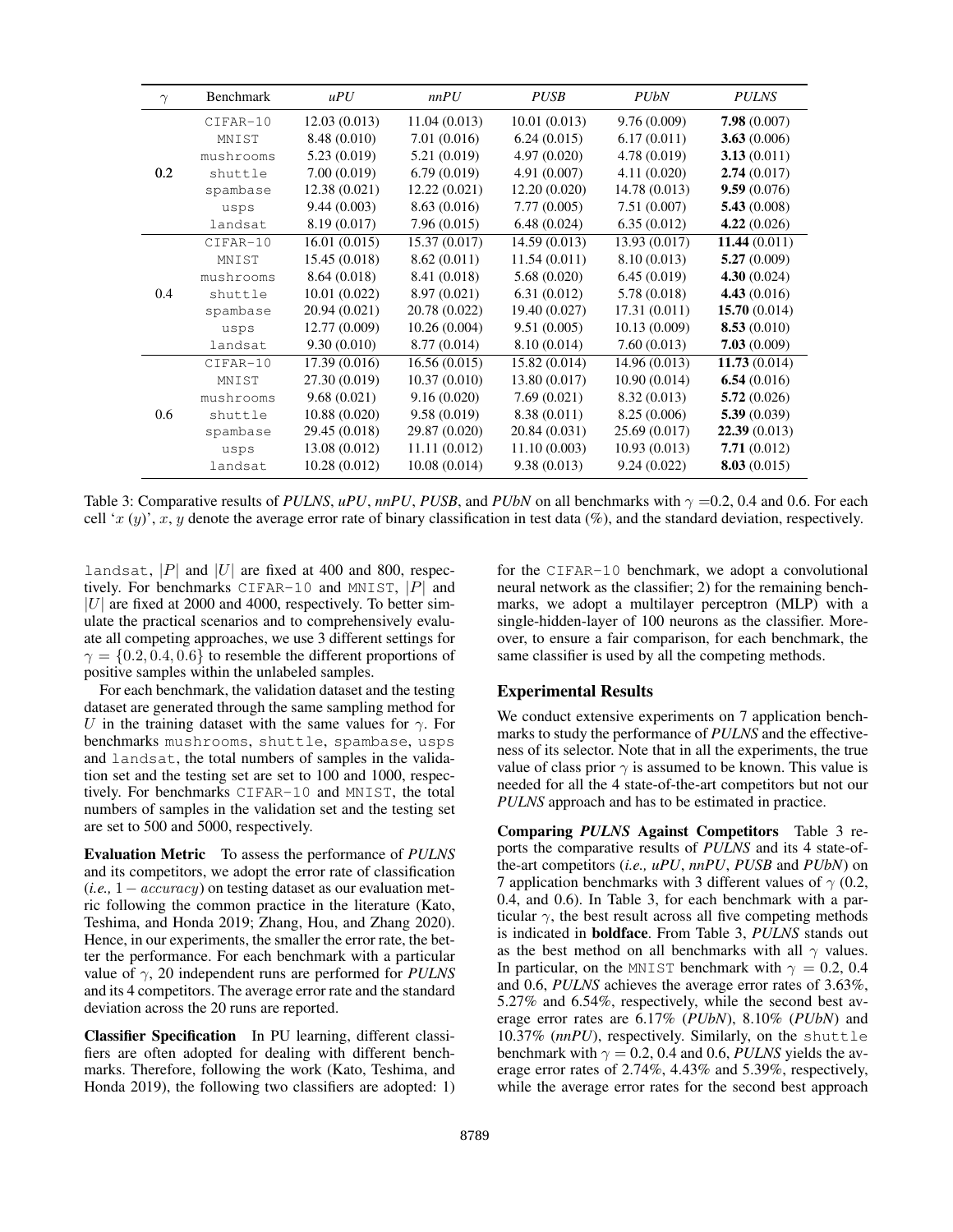| $\gamma$ | Benchmark | *uPU* | *nnPU* | *PUSB* | *PUbN* | *PULNS* |
|---|---|---|---|---|---|---|
| 0.2 | CIFAR-10 | 12.03 (0.013) | 11.04 (0.013) | 10.01 (0.013) | 9.76 (0.009) | **7.98** (0.007) |
| | MNIST | 8.48 (0.010) | 7.01 (0.016) | 6.24 (0.015) | 6.17 (0.011) | **3.63** (0.006) |
| | mushrooms | 5.23 (0.019) | 5.21 (0.019) | 4.97 (0.020) | 4.78 (0.019) | **3.13** (0.011) |
| | shuttle | 7.00 (0.019) | 6.79 (0.019) | 4.91 (0.007) | 4.11 (0.020) | **2.74** (0.017) |
| | spambase | 12.38 (0.021) | 12.22 (0.021) | 12.20 (0.020) | 14.78 (0.013) | **9.59** (0.076) |
| | usps | 9.44 (0.003) | 8.63 (0.016) | 7.77 (0.005) | 7.51 (0.007) | **5.43** (0.008) |
| | landsat | 8.19 (0.017) | 7.96 (0.015) | 6.48 (0.024) | 6.35 (0.012) | **4.22** (0.026) |
| 0.4 | CIFAR-10 | 16.01 (0.015) | 15.37 (0.017) | 14.59 (0.013) | 13.93 (0.017) | **11.44** (0.011) |
| | MNIST | 15.45 (0.018) | 8.62 (0.011) | 11.54 (0.011) | 8.10 (0.013) | **5.27** (0.009) |
| | mushrooms | 8.64 (0.018) | 8.41 (0.018) | 5.68 (0.020) | 6.45 (0.019) | **4.30** (0.024) |
| | shuttle | 10.01 (0.022) | 8.97 (0.021) | 6.31 (0.012) | 5.78 (0.018) | **4.43** (0.016) |
| | spambase | 20.94 (0.021) | 20.78 (0.022) | 19.40 (0.027) | 17.31 (0.011) | **15.70** (0.014) |
| | usps | 12.77 (0.009) | 10.26 (0.004) | 9.51 (0.005) | 10.13 (0.009) | **8.53** (0.010) |
| | landsat | 9.30 (0.010) | 8.77 (0.014) | 8.10 (0.014) | 7.60 (0.013) | **7.03** (0.009) |
| 0.6 | CIFAR-10 | 17.39 (0.016) | 16.56 (0.015) | 15.82 (0.014) | 14.96 (0.013) | **11.73** (0.014) |
| | MNIST | 27.30 (0.019) | 10.37 (0.010) | 13.80 (0.017) | 10.90 (0.014) | **6.54** (0.016) |
| | mushrooms | 9.68 (0.021) | 9.16 (0.020) | 7.69 (0.021) | 8.32 (0.013) | **5.72** (0.026) |
| | shuttle | 10.88 (0.020) | 9.58 (0.019) | 8.38 (0.011) | 8.25 (0.006) | **5.39** (0.039) |
| | spambase | 29.45 (0.018) | 29.87 (0.020) | 20.84 (0.031) | 25.69 (0.017) | **22.39** (0.013) |
| | usps | 13.08 (0.012) | 11.11 (0.012) | 11.10 (0.003) | 10.93 (0.013) | **7.71** (0.012) |
| | landsat | 10.28 (0.012) | 10.08 (0.014) | 9.38 (0.013) | 9.24 (0.022) | **8.03** (0.015) |

Table 3: Comparative results of *PULNS*, *uPU*, *nnPU*, *PUSB*, and *PUbN* on all benchmarks with $\gamma$ =0.2, 0.4 and 0.6. For each cell '$x$ ($y$)', $x$, $y$ denote the average error rate of binary classification in test data (%), and the standard deviation, respectively.

landsat, $|P|$ and $|U|$ are fixed at 400 and 800, respectively. For benchmarks CIFAR-10 and MNIST, $|P|$ and $|U|$ are fixed at 2000 and 4000, respectively. To better simulate the practical scenarios and to comprehensively evaluate all competing approaches, we use 3 different settings for $\gamma = \{0.2, 0.4, 0.6\}$ to resemble the different proportions of positive samples within the unlabeled samples.

For each benchmark, the validation dataset and the testing dataset are generated through the same sampling method for $U$ in the training dataset with the same values for $\gamma$. For benchmarks mushrooms, shuttle, spambase, usps and landsat, the total numbers of samples in the validation set and the testing set are set to 100 and 1000, respectively. For benchmarks CIFAR-10 and MNIST, the total numbers of samples in the validation set and the testing set are set to 500 and 5000, respectively.

**Evaluation Metric** To assess the performance of *PULNS* and its competitors, we adopt the error rate of classification (*i.e.,* $1 - accuracy$) on testing dataset as our evaluation metric following the common practice in the literature (Kato, Teshima, and Honda 2019; Zhang, Hou, and Zhang 2020). Hence, in our experiments, the smaller the error rate, the better the performance. For each benchmark with a particular value of $\gamma$, 20 independent runs are performed for *PULNS* and its 4 competitors. The average error rate and the standard deviation across the 20 runs are reported.

**Classifier Specification** In PU learning, different classifiers are often adopted for dealing with different benchmarks. Therefore, following the work (Kato, Teshima, and Honda 2019), the following two classifiers are adopted: 1) for the CIFAR-10 benchmark, we adopt a convolutional neural network as the classifier; 2) for the remaining benchmarks, we adopt a multilayer perceptron (MLP) with a single-hidden-layer of 100 neurons as the classifier. Moreover, to ensure a fair comparison, for each benchmark, the same classifier is used by all the competing methods.

## Experimental Results

We conduct extensive experiments on 7 application benchmarks to study the performance of *PULNS* and the effectiveness of its selector. Note that in all the experiments, the true value of class prior $\gamma$ is assumed to be known. This value is needed for all the 4 state-of-the-art competitors but not our *PULNS* approach and has to be estimated in practice.

**Comparing *PULNS* Against Competitors** Table 3 reports the comparative results of *PULNS* and its 4 state-of-the-art competitors (*i.e., uPU*, *nnPU*, *PUSB* and *PUbN*) on 7 application benchmarks with 3 different values of $\gamma$ (0.2, 0.4, and 0.6). In Table 3, for each benchmark with a particular $\gamma$, the best result across all five competing methods is indicated in **boldface**. From Table 3, *PULNS* stands out as the best method on all benchmarks with all $\gamma$ values. In particular, on the MNIST benchmark with $\gamma$ = 0.2, 0.4 and 0.6, *PULNS* achieves the average error rates of 3.63%, 5.27% and 6.54%, respectively, while the second best average error rates are 6.17% (*PUbN*), 8.10% (*PUbN*) and 10.37% (*nnPU*), respectively. Similarly, on the shuttle benchmark with $\gamma$ = 0.2, 0.4 and 0.6, *PULNS* yields the average error rates of 2.74%, 4.43% and 5.39%, respectively, while the average error rates for the second best approach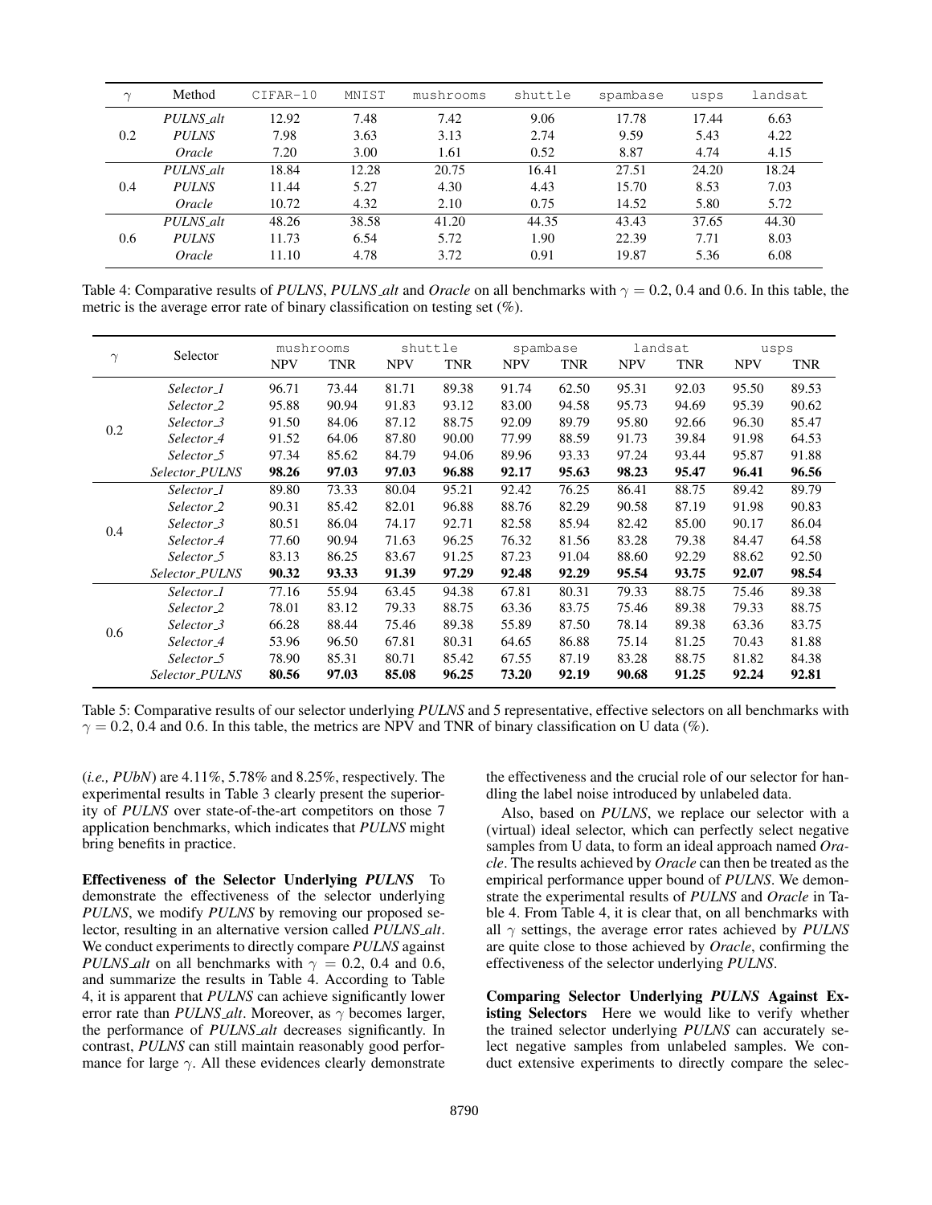| $\gamma$ | Method | CIFAR-10 | MNIST | mushrooms | shuttle | spambase | usps | landsat |
|---|---|---|---|---|---|---|---|---|
| 0.2 | *PULNS_alt* | 12.92 | 7.48 | 7.42 | 9.06 | 17.78 | 17.44 | 6.63 |
| | *PULNS* | 7.98 | 3.63 | 3.13 | 2.74 | 9.59 | 5.43 | 4.22 |
| | *Oracle* | 7.20 | 3.00 | 1.61 | 0.52 | 8.87 | 4.74 | 4.15 |
| 0.4 | *PULNS_alt* | 18.84 | 12.28 | 20.75 | 16.41 | 27.51 | 24.20 | 18.24 |
| | *PULNS* | 11.44 | 5.27 | 4.30 | 4.43 | 15.70 | 8.53 | 7.03 |
| | *Oracle* | 10.72 | 4.32 | 2.10 | 0.75 | 14.52 | 5.80 | 5.72 |
| 0.6 | *PULNS_alt* | 48.26 | 38.58 | 41.20 | 44.35 | 43.43 | 37.65 | 44.30 |
| | *PULNS* | 11.73 | 6.54 | 5.72 | 1.90 | 22.39 | 7.71 | 8.03 |
| | *Oracle* | 11.10 | 4.78 | 3.72 | 0.91 | 19.87 | 5.36 | 6.08 |

Table 4: Comparative results of *PULNS*, *PULNS_alt* and *Oracle* on all benchmarks with $\gamma = 0.2$, 0.4 and 0.6. In this table, the metric is the average error rate of binary classification on testing set (%).

| $\gamma$ | Selector | mushrooms | | shuttle | | spambase | | landsat | | usps | |
|---|---|---|---|---|---|---|---|---|---|---|---|
| | | NPV | TNR | NPV | TNR | NPV | TNR | NPV | TNR | NPV | TNR |
| 0.2 | *Selector_1* | 96.71 | 73.44 | 81.71 | 89.38 | 91.74 | 62.50 | 95.31 | 92.03 | 95.50 | 89.53 |
| | *Selector_2* | 95.88 | 90.94 | 91.83 | 93.12 | 83.00 | 94.58 | 95.73 | 94.69 | 95.39 | 90.62 |
| | *Selector_3* | 91.50 | 84.06 | 87.12 | 88.75 | 92.09 | 89.79 | 95.80 | 92.66 | 96.30 | 85.47 |
| | *Selector_4* | 91.52 | 64.06 | 87.80 | 90.00 | 77.99 | 88.59 | 91.73 | 39.84 | 91.98 | 64.53 |
| | *Selector_5* | 97.34 | 85.62 | 84.79 | 94.06 | 89.96 | 93.33 | 97.24 | 93.44 | 95.87 | 91.88 |
| | *Selector_PULNS* | **98.26** | **97.03** | **97.03** | **96.88** | **92.17** | **95.63** | **98.23** | **95.47** | **96.41** | **96.56** |
| 0.4 | *Selector_1* | 89.80 | 73.33 | 80.04 | 95.21 | 92.42 | 76.25 | 86.41 | 88.75 | 89.42 | 89.79 |
| | *Selector_2* | 90.31 | 85.42 | 82.01 | 96.88 | 88.76 | 82.29 | 90.58 | 87.19 | 91.98 | 90.83 |
| | *Selector_3* | 80.51 | 86.04 | 74.17 | 92.71 | 82.58 | 85.94 | 82.42 | 85.00 | 90.17 | 86.04 |
| | *Selector_4* | 77.60 | 90.94 | 71.63 | 96.25 | 76.32 | 81.56 | 83.28 | 79.38 | 84.47 | 64.58 |
| | *Selector_5* | 83.13 | 86.25 | 83.67 | 91.25 | 87.23 | 91.04 | 88.60 | 92.29 | 88.62 | 92.50 |
| | *Selector_PULNS* | **90.32** | **93.33** | **91.39** | **97.29** | **92.48** | **92.29** | **95.54** | **93.75** | **92.07** | **98.54** |
| 0.6 | *Selector_1* | 77.16 | 55.94 | 63.45 | 94.38 | 67.81 | 80.31 | 79.33 | 88.75 | 75.46 | 89.38 |
| | *Selector_2* | 78.01 | 83.12 | 79.33 | 88.75 | 63.36 | 83.75 | 75.46 | 89.38 | 79.33 | 88.75 |
| | *Selector_3* | 66.28 | 88.44 | 75.46 | 89.38 | 55.89 | 87.50 | 78.14 | 89.38 | 63.36 | 83.75 |
| | *Selector_4* | 53.96 | 96.50 | 67.81 | 80.31 | 64.65 | 86.88 | 75.14 | 81.25 | 70.43 | 81.88 |
| | *Selector_5* | 78.90 | 85.31 | 80.71 | 85.42 | 67.55 | 87.19 | 83.28 | 88.75 | 81.82 | 84.38 |
| | *Selector_PULNS* | **80.56** | **97.03** | **85.08** | **96.25** | **73.20** | **92.19** | **90.68** | **91.25** | **92.24** | **92.81** |

Table 5: Comparative results of our selector underlying *PULNS* and 5 representative, effective selectors on all benchmarks with $\gamma = 0.2$, 0.4 and 0.6. In this table, the metrics are NPV and TNR of binary classification on U data (%).

(*i.e., PUbN*) are 4.11%, 5.78% and 8.25%, respectively. The experimental results in Table 3 clearly present the superiority of *PULNS* over state-of-the-art competitors on those 7 application benchmarks, which indicates that *PULNS* might bring benefits in practice.

**Effectiveness of the Selector Underlying *PULNS*** To demonstrate the effectiveness of the selector underlying *PULNS*, we modify *PULNS* by removing our proposed selector, resulting in an alternative version called *PULNS_alt*. We conduct experiments to directly compare *PULNS* against *PULNS_alt* on all benchmarks with $\gamma = 0.2$, 0.4 and 0.6, and summarize the results in Table 4. According to Table 4, it is apparent that *PULNS* can achieve significantly lower error rate than *PULNS_alt*. Moreover, as $\gamma$ becomes larger, the performance of *PULNS_alt* decreases significantly. In contrast, *PULNS* can still maintain reasonably good performance for large $\gamma$. All these evidences clearly demonstrate the effectiveness and the crucial role of our selector for handling the label noise introduced by unlabeled data.

Also, based on *PULNS*, we replace our selector with a (virtual) ideal selector, which can perfectly select negative samples from U data, to form an ideal approach named *Oracle*. The results achieved by *Oracle* can then be treated as the empirical performance upper bound of *PULNS*. We demonstrate the experimental results of *PULNS* and *Oracle* in Table 4. From Table 4, it is clear that, on all benchmarks with all $\gamma$ settings, the average error rates achieved by *PULNS* are quite close to those achieved by *Oracle*, confirming the effectiveness of the selector underlying *PULNS*.

**Comparing Selector Underlying *PULNS* Against Existing Selectors** Here we would like to verify whether the trained selector underlying *PULNS* can accurately select negative samples from unlabeled samples. We conduct extensive experiments to directly compare the selec-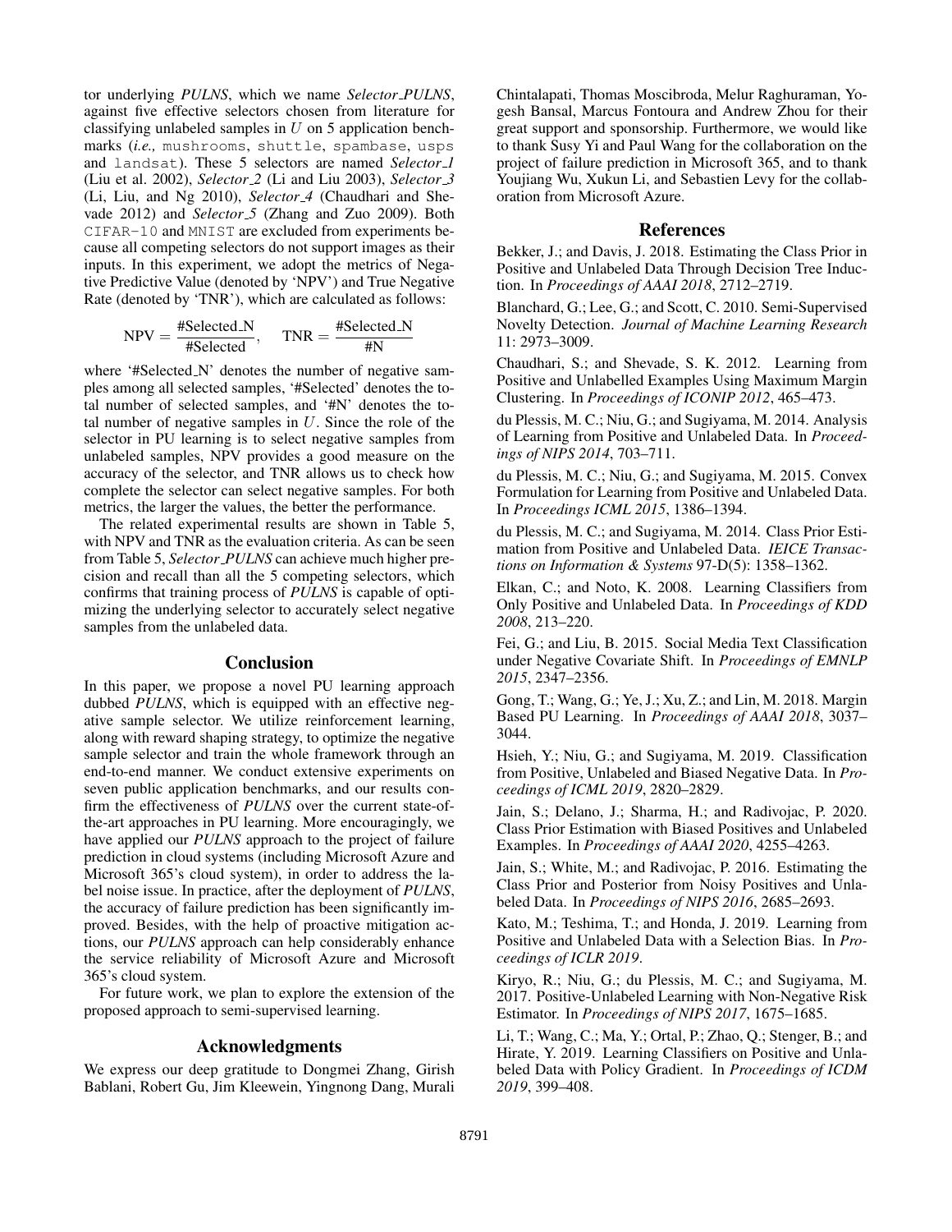tor underlying *PULNS*, which we name *Selector_PULNS*, against five effective selectors chosen from literature for classifying unlabeled samples in $U$ on 5 application benchmarks (*i.e.,* mushrooms, shuttle, spambase, usps and landsat). These 5 selectors are named *Selector_1* (Liu et al. 2002), *Selector_2* (Li and Liu 2003), *Selector_3* (Li, Liu, and Ng 2010), *Selector_4* (Chaudhari and Shevade 2012) and *Selector_5* (Zhang and Zuo 2009). Both CIFAR-10 and MNIST are excluded from experiments because all competing selectors do not support images as their inputs. In this experiment, we adopt the metrics of Negative Predictive Value (denoted by 'NPV') and True Negative Rate (denoted by 'TNR'), which are calculated as follows:

$$\text{NPV} = \frac{\text{\#Selected\_N}}{\text{\#Selected}}, \quad \text{TNR} = \frac{\text{\#Selected\_N}}{\text{\#N}}$$

where '#Selected_N' denotes the number of negative samples among all selected samples, '#Selected' denotes the total number of selected samples, and '#N' denotes the total number of negative samples in $U$. Since the role of the selector in PU learning is to select negative samples from unlabeled samples, NPV provides a good measure on the accuracy of the selector, and TNR allows us to check how complete the selector can select negative samples. For both metrics, the larger the values, the better the performance.

The related experimental results are shown in Table 5, with NPV and TNR as the evaluation criteria. As can be seen from Table 5, *Selector_PULNS* can achieve much higher precision and recall than all the 5 competing selectors, which confirms that training process of *PULNS* is capable of optimizing the underlying selector to accurately select negative samples from the unlabeled data.

## Conclusion

In this paper, we propose a novel PU learning approach dubbed *PULNS*, which is equipped with an effective negative sample selector. We utilize reinforcement learning, along with reward shaping strategy, to optimize the negative sample selector and train the whole framework through an end-to-end manner. We conduct extensive experiments on seven public application benchmarks, and our results confirm the effectiveness of *PULNS* over the current state-of-the-art approaches in PU learning. More encouragingly, we have applied our *PULNS* approach to the project of failure prediction in cloud systems (including Microsoft Azure and Microsoft 365's cloud system), in order to address the label noise issue. In practice, after the deployment of *PULNS*, the accuracy of failure prediction has been significantly improved. Besides, with the help of proactive mitigation actions, our *PULNS* approach can help considerably enhance the service reliability of Microsoft Azure and Microsoft 365's cloud system.

For future work, we plan to explore the extension of the proposed approach to semi-supervised learning.

## Acknowledgments

We express our deep gratitude to Dongmei Zhang, Girish Bablani, Robert Gu, Jim Kleewein, Yingnong Dang, Murali Chintalapati, Thomas Moscibroda, Melur Raghuraman, Yogesh Bansal, Marcus Fontoura and Andrew Zhou for their great support and sponsorship. Furthermore, we would like to thank Susy Yi and Paul Wang for the collaboration on the project of failure prediction in Microsoft 365, and to thank Youjiang Wu, Xukun Li, and Sebastien Levy for the collaboration from Microsoft Azure.

## References

Bekker, J.; and Davis, J. 2018. Estimating the Class Prior in Positive and Unlabeled Data Through Decision Tree Induction. In *Proceedings of AAAI 2018*, 2712–2719.

Blanchard, G.; Lee, G.; and Scott, C. 2010. Semi-Supervised Novelty Detection. *Journal of Machine Learning Research* 11: 2973–3009.

Chaudhari, S.; and Shevade, S. K. 2012. Learning from Positive and Unlabelled Examples Using Maximum Margin Clustering. In *Proceedings of ICONIP 2012*, 465–473.

du Plessis, M. C.; Niu, G.; and Sugiyama, M. 2014. Analysis of Learning from Positive and Unlabeled Data. In *Proceedings of NIPS 2014*, 703–711.

du Plessis, M. C.; Niu, G.; and Sugiyama, M. 2015. Convex Formulation for Learning from Positive and Unlabeled Data. In *Proceedings ICML 2015*, 1386–1394.

du Plessis, M. C.; and Sugiyama, M. 2014. Class Prior Estimation from Positive and Unlabeled Data. *IEICE Transactions on Information & Systems* 97-D(5): 1358–1362.

Elkan, C.; and Noto, K. 2008. Learning Classifiers from Only Positive and Unlabeled Data. In *Proceedings of KDD 2008*, 213–220.

Fei, G.; and Liu, B. 2015. Social Media Text Classification under Negative Covariate Shift. In *Proceedings of EMNLP 2015*, 2347–2356.

Gong, T.; Wang, G.; Ye, J.; Xu, Z.; and Lin, M. 2018. Margin Based PU Learning. In *Proceedings of AAAI 2018*, 3037–3044.

Hsieh, Y.; Niu, G.; and Sugiyama, M. 2019. Classification from Positive, Unlabeled and Biased Negative Data. In *Proceedings of ICML 2019*, 2820–2829.

Jain, S.; Delano, J.; Sharma, H.; and Radivojac, P. 2020. Class Prior Estimation with Biased Positives and Unlabeled Examples. In *Proceedings of AAAI 2020*, 4255–4263.

Jain, S.; White, M.; and Radivojac, P. 2016. Estimating the Class Prior and Posterior from Noisy Positives and Unlabeled Data. In *Proceedings of NIPS 2016*, 2685–2693.

Kato, M.; Teshima, T.; and Honda, J. 2019. Learning from Positive and Unlabeled Data with a Selection Bias. In *Proceedings of ICLR 2019*.

Kiryo, R.; Niu, G.; du Plessis, M. C.; and Sugiyama, M. 2017. Positive-Unlabeled Learning with Non-Negative Risk Estimator. In *Proceedings of NIPS 2017*, 1675–1685.

Li, T.; Wang, C.; Ma, Y.; Ortal, P.; Zhao, Q.; Stenger, B.; and Hirate, Y. 2019. Learning Classifiers on Positive and Unlabeled Data with Policy Gradient. In *Proceedings of ICDM 2019*, 399–408.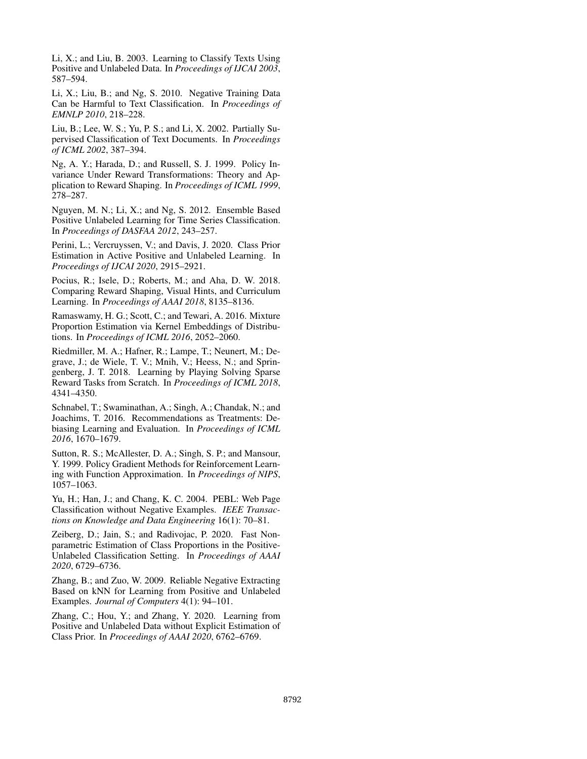Li, X.; and Liu, B. 2003. Learning to Classify Texts Using Positive and Unlabeled Data. In *Proceedings of IJCAI 2003*, 587–594.

Li, X.; Liu, B.; and Ng, S. 2010. Negative Training Data Can be Harmful to Text Classification. In *Proceedings of EMNLP 2010*, 218–228.

Liu, B.; Lee, W. S.; Yu, P. S.; and Li, X. 2002. Partially Supervised Classification of Text Documents. In *Proceedings of ICML 2002*, 387–394.

Ng, A. Y.; Harada, D.; and Russell, S. J. 1999. Policy Invariance Under Reward Transformations: Theory and Application to Reward Shaping. In *Proceedings of ICML 1999*, 278–287.

Nguyen, M. N.; Li, X.; and Ng, S. 2012. Ensemble Based Positive Unlabeled Learning for Time Series Classification. In *Proceedings of DASFAA 2012*, 243–257.

Perini, L.; Vercruyssen, V.; and Davis, J. 2020. Class Prior Estimation in Active Positive and Unlabeled Learning. In *Proceedings of IJCAI 2020*, 2915–2921.

Pocius, R.; Isele, D.; Roberts, M.; and Aha, D. W. 2018. Comparing Reward Shaping, Visual Hints, and Curriculum Learning. In *Proceedings of AAAI 2018*, 8135–8136.

Ramaswamy, H. G.; Scott, C.; and Tewari, A. 2016. Mixture Proportion Estimation via Kernel Embeddings of Distributions. In *Proceedings of ICML 2016*, 2052–2060.

Riedmiller, M. A.; Hafner, R.; Lampe, T.; Neunert, M.; Degrave, J.; de Wiele, T. V.; Mnih, V.; Heess, N.; and Springenberg, J. T. 2018. Learning by Playing Solving Sparse Reward Tasks from Scratch. In *Proceedings of ICML 2018*, 4341–4350.

Schnabel, T.; Swaminathan, A.; Singh, A.; Chandak, N.; and Joachims, T. 2016. Recommendations as Treatments: Debiasing Learning and Evaluation. In *Proceedings of ICML 2016*, 1670–1679.

Sutton, R. S.; McAllester, D. A.; Singh, S. P.; and Mansour, Y. 1999. Policy Gradient Methods for Reinforcement Learning with Function Approximation. In *Proceedings of NIPS*, 1057–1063.

Yu, H.; Han, J.; and Chang, K. C. 2004. PEBL: Web Page Classification without Negative Examples. *IEEE Transactions on Knowledge and Data Engineering* 16(1): 70–81.

Zeiberg, D.; Jain, S.; and Radivojac, P. 2020. Fast Nonparametric Estimation of Class Proportions in the Positive-Unlabeled Classification Setting. In *Proceedings of AAAI 2020*, 6729–6736.

Zhang, B.; and Zuo, W. 2009. Reliable Negative Extracting Based on kNN for Learning from Positive and Unlabeled Examples. *Journal of Computers* 4(1): 94–101.

Zhang, C.; Hou, Y.; and Zhang, Y. 2020. Learning from Positive and Unlabeled Data without Explicit Estimation of Class Prior. In *Proceedings of AAAI 2020*, 6762–6769.